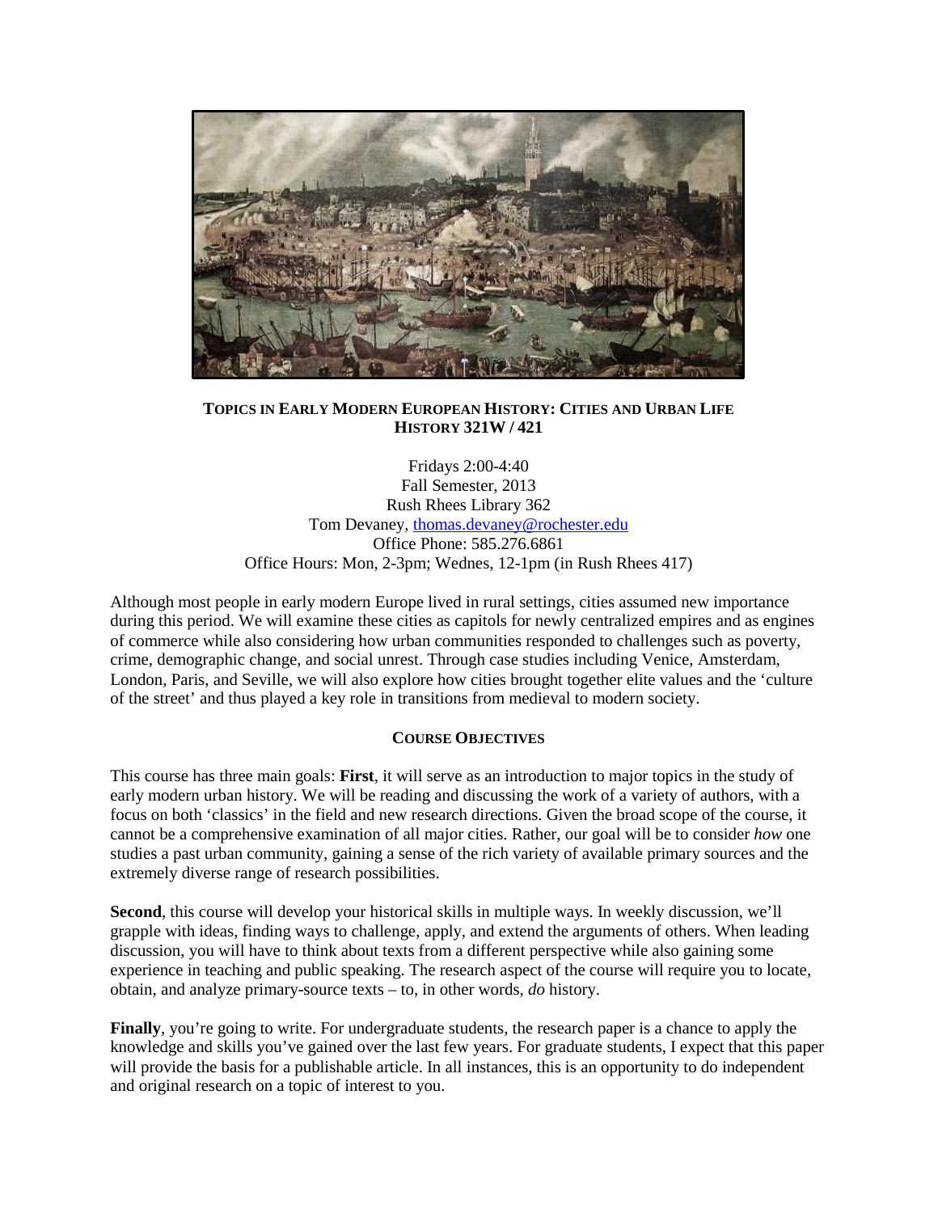**TOPICS IN EARLY MODERN EUROPEAN HISTORY: CITIES AND URBAN LIFE**
**HISTORY 321W / 421**

Fridays 2:00-4:40
Fall Semester, 2013
Rush Rhees Library 362
Tom Devaney, thomas.devaney@rochester.edu
Office Phone: 585.276.6861
Office Hours: Mon, 2-3pm; Wednes, 12-1pm (in Rush Rhees 417)

Although most people in early modern Europe lived in rural settings, cities assumed new importance during this period. We will examine these cities as capitols for newly centralized empires and as engines of commerce while also considering how urban communities responded to challenges such as poverty, crime, demographic change, and social unrest. Through case studies including Venice, Amsterdam, London, Paris, and Seville, we will also explore how cities brought together elite values and the 'culture of the street' and thus played a key role in transitions from medieval to modern society.

## COURSE OBJECTIVES

This course has three main goals: **First**, it will serve as an introduction to major topics in the study of early modern urban history. We will be reading and discussing the work of a variety of authors, with a focus on both 'classics' in the field and new research directions. Given the broad scope of the course, it cannot be a comprehensive examination of all major cities. Rather, our goal will be to consider *how* one studies a past urban community, gaining a sense of the rich variety of available primary sources and the extremely diverse range of research possibilities.

**Second**, this course will develop your historical skills in multiple ways. In weekly discussion, we'll grapple with ideas, finding ways to challenge, apply, and extend the arguments of others. When leading discussion, you will have to think about texts from a different perspective while also gaining some experience in teaching and public speaking. The research aspect of the course will require you to locate, obtain, and analyze primary-source texts – to, in other words, *do* history.

**Finally**, you're going to write. For undergraduate students, the research paper is a chance to apply the knowledge and skills you've gained over the last few years. For graduate students, I expect that this paper will provide the basis for a publishable article. In all instances, this is an opportunity to do independent and original research on a topic of interest to you.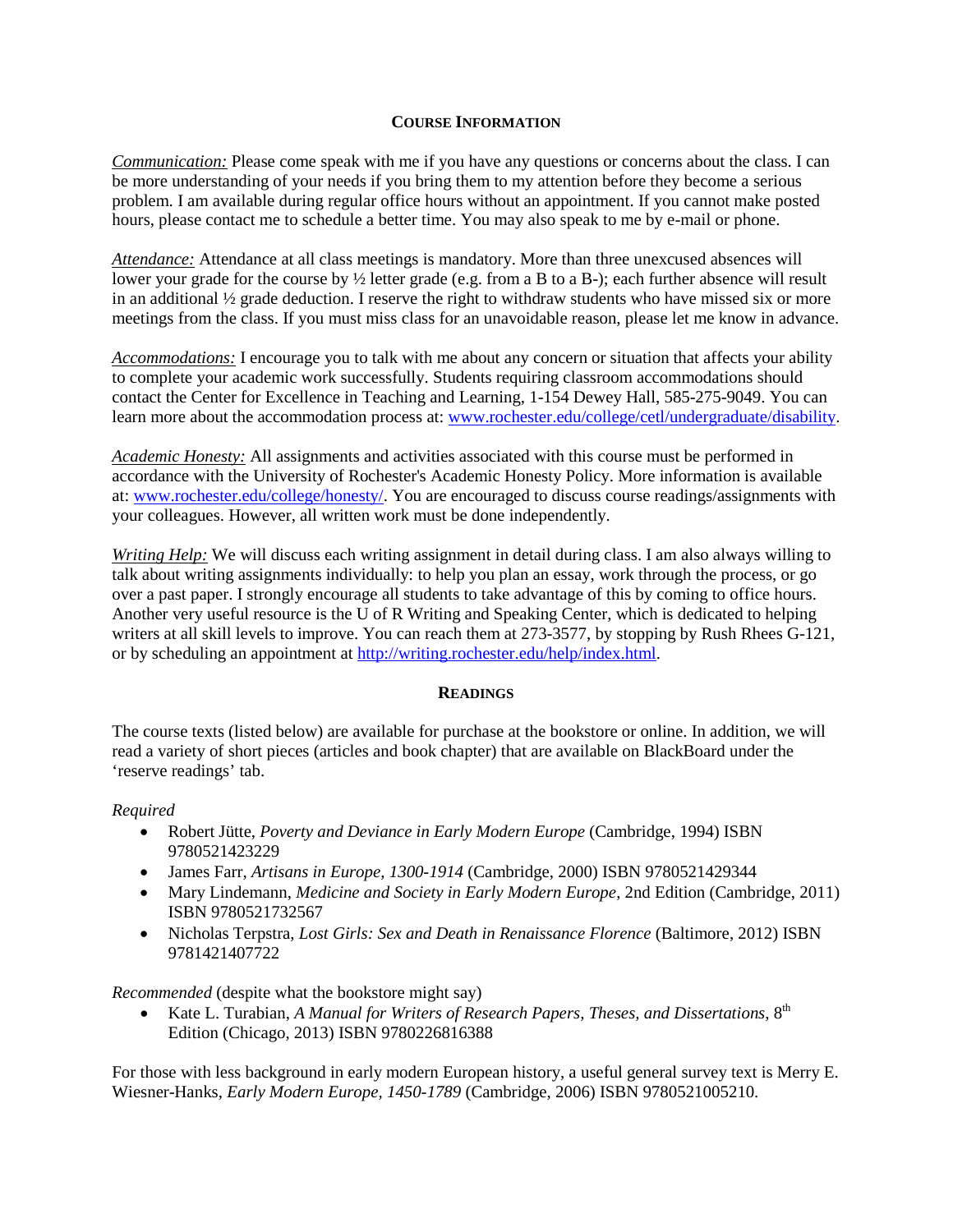## Course Information

*Communication:* Please come speak with me if you have any questions or concerns about the class. I can be more understanding of your needs if you bring them to my attention before they become a serious problem. I am available during regular office hours without an appointment. If you cannot make posted hours, please contact me to schedule a better time. You may also speak to me by e-mail or phone.

*Attendance:* Attendance at all class meetings is mandatory. More than three unexcused absences will lower your grade for the course by ½ letter grade (e.g. from a B to a B-); each further absence will result in an additional ½ grade deduction. I reserve the right to withdraw students who have missed six or more meetings from the class. If you must miss class for an unavoidable reason, please let me know in advance.

*Accommodations:* I encourage you to talk with me about any concern or situation that affects your ability to complete your academic work successfully. Students requiring classroom accommodations should contact the Center for Excellence in Teaching and Learning, 1-154 Dewey Hall, 585-275-9049. You can learn more about the accommodation process at: www.rochester.edu/college/cetl/undergraduate/disability.

*Academic Honesty:* All assignments and activities associated with this course must be performed in accordance with the University of Rochester's Academic Honesty Policy. More information is available at: www.rochester.edu/college/honesty/. You are encouraged to discuss course readings/assignments with your colleagues. However, all written work must be done independently.

*Writing Help:* We will discuss each writing assignment in detail during class. I am also always willing to talk about writing assignments individually: to help you plan an essay, work through the process, or go over a past paper. I strongly encourage all students to take advantage of this by coming to office hours. Another very useful resource is the U of R Writing and Speaking Center, which is dedicated to helping writers at all skill levels to improve. You can reach them at 273-3577, by stopping by Rush Rhees G-121, or by scheduling an appointment at http://writing.rochester.edu/help/index.html.

## Readings

The course texts (listed below) are available for purchase at the bookstore or online. In addition, we will read a variety of short pieces (articles and book chapter) that are available on BlackBoard under the 'reserve readings' tab.

*Required*

- Robert Jütte, *Poverty and Deviance in Early Modern Europe* (Cambridge, 1994) ISBN 9780521423229
- James Farr, *Artisans in Europe, 1300-1914* (Cambridge, 2000) ISBN 9780521429344
- Mary Lindemann, *Medicine and Society in Early Modern Europe*, 2nd Edition (Cambridge, 2011) ISBN 9780521732567
- Nicholas Terpstra, *Lost Girls: Sex and Death in Renaissance Florence* (Baltimore, 2012) ISBN 9781421407722

*Recommended* (despite what the bookstore might say)

- Kate L. Turabian, *A Manual for Writers of Research Papers, Theses, and Dissertations*, 8th Edition (Chicago, 2013) ISBN 9780226816388

For those with less background in early modern European history, a useful general survey text is Merry E. Wiesner-Hanks, *Early Modern Europe, 1450-1789* (Cambridge, 2006) ISBN 9780521005210.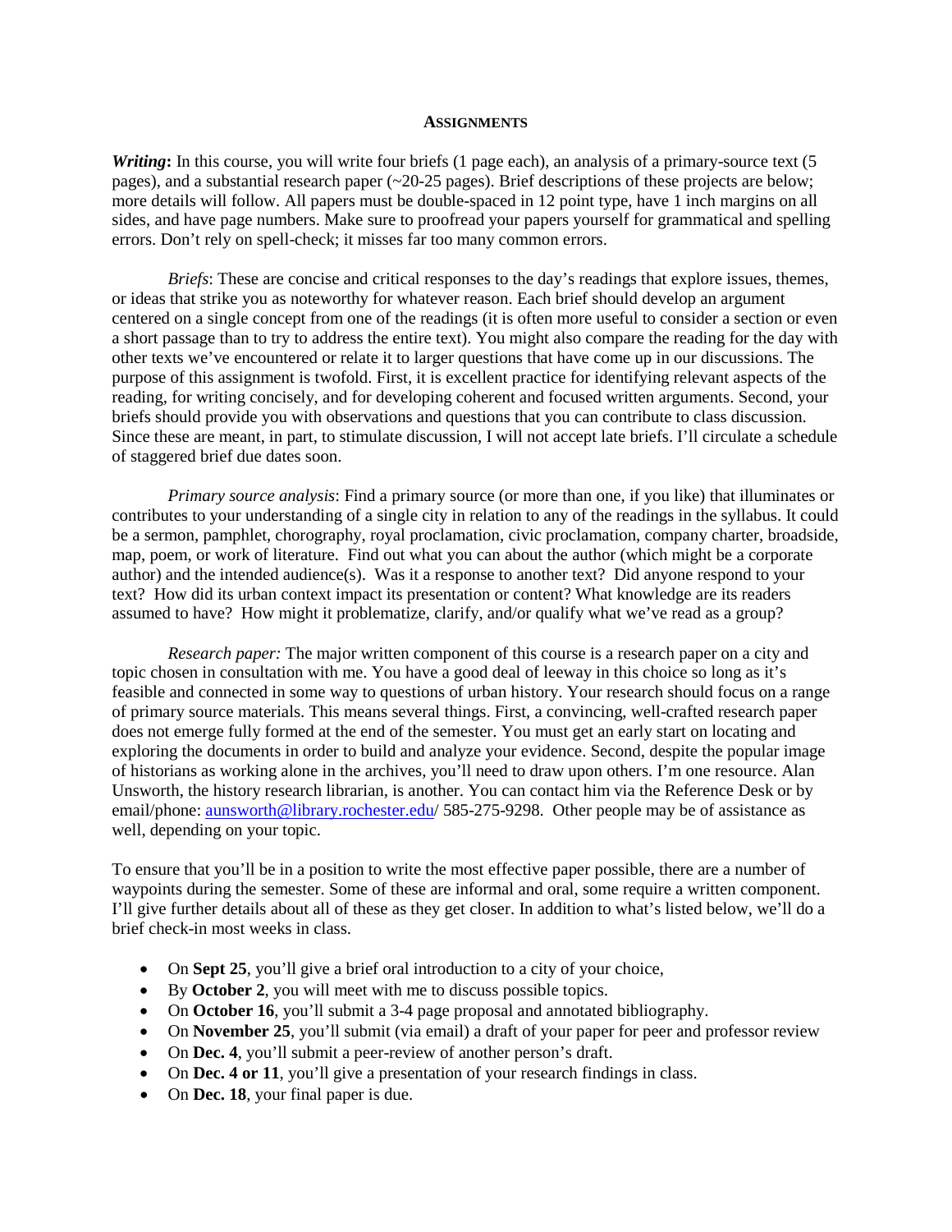## ASSIGNMENTS

***Writing*:** In this course, you will write four briefs (1 page each), an analysis of a primary-source text (5 pages), and a substantial research paper (~20-25 pages). Brief descriptions of these projects are below; more details will follow. All papers must be double-spaced in 12 point type, have 1 inch margins on all sides, and have page numbers. Make sure to proofread your papers yourself for grammatical and spelling errors. Don't rely on spell-check; it misses far too many common errors.

*Briefs*: These are concise and critical responses to the day's readings that explore issues, themes, or ideas that strike you as noteworthy for whatever reason. Each brief should develop an argument centered on a single concept from one of the readings (it is often more useful to consider a section or even a short passage than to try to address the entire text). You might also compare the reading for the day with other texts we've encountered or relate it to larger questions that have come up in our discussions. The purpose of this assignment is twofold. First, it is excellent practice for identifying relevant aspects of the reading, for writing concisely, and for developing coherent and focused written arguments. Second, your briefs should provide you with observations and questions that you can contribute to class discussion. Since these are meant, in part, to stimulate discussion, I will not accept late briefs. I'll circulate a schedule of staggered brief due dates soon.

*Primary source analysis*: Find a primary source (or more than one, if you like) that illuminates or contributes to your understanding of a single city in relation to any of the readings in the syllabus. It could be a sermon, pamphlet, chorography, royal proclamation, civic proclamation, company charter, broadside, map, poem, or work of literature. Find out what you can about the author (which might be a corporate author) and the intended audience(s). Was it a response to another text? Did anyone respond to your text? How did its urban context impact its presentation or content? What knowledge are its readers assumed to have? How might it problematize, clarify, and/or qualify what we've read as a group?

*Research paper:* The major written component of this course is a research paper on a city and topic chosen in consultation with me. You have a good deal of leeway in this choice so long as it's feasible and connected in some way to questions of urban history. Your research should focus on a range of primary source materials. This means several things. First, a convincing, well-crafted research paper does not emerge fully formed at the end of the semester. You must get an early start on locating and exploring the documents in order to build and analyze your evidence. Second, despite the popular image of historians as working alone in the archives, you'll need to draw upon others. I'm one resource. Alan Unsworth, the history research librarian, is another. You can contact him via the Reference Desk or by email/phone: aunsworth@library.rochester.edu/ 585-275-9298. Other people may be of assistance as well, depending on your topic.

To ensure that you'll be in a position to write the most effective paper possible, there are a number of waypoints during the semester. Some of these are informal and oral, some require a written component. I'll give further details about all of these as they get closer. In addition to what's listed below, we'll do a brief check-in most weeks in class.

- On **Sept 25**, you'll give a brief oral introduction to a city of your choice,
- By **October 2**, you will meet with me to discuss possible topics.
- On **October 16**, you'll submit a 3-4 page proposal and annotated bibliography.
- On **November 25**, you'll submit (via email) a draft of your paper for peer and professor review
- On **Dec. 4**, you'll submit a peer-review of another person's draft.
- On **Dec. 4 or 11**, you'll give a presentation of your research findings in class.
- On **Dec. 18**, your final paper is due.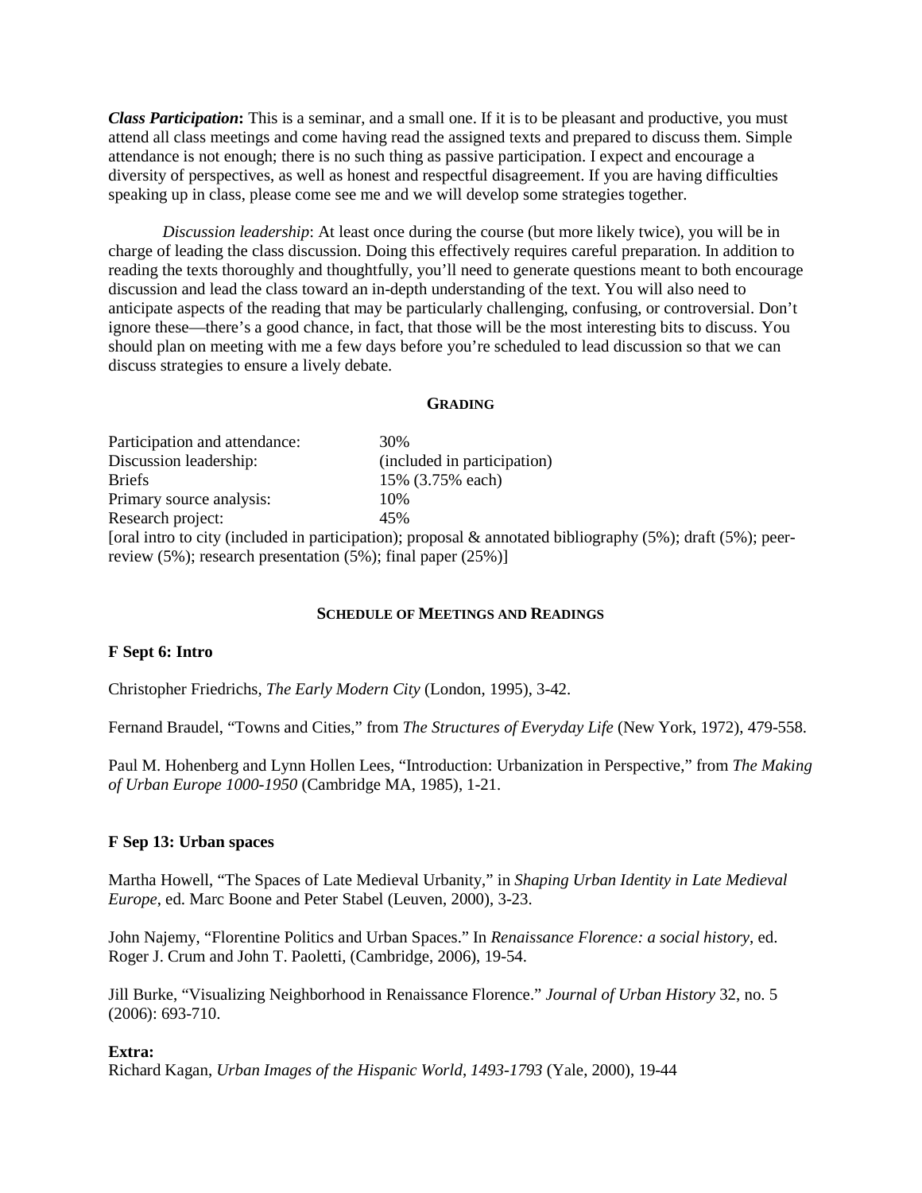***Class Participation*:** This is a seminar, and a small one. If it is to be pleasant and productive, you must attend all class meetings and come having read the assigned texts and prepared to discuss them. Simple attendance is not enough; there is no such thing as passive participation. I expect and encourage a diversity of perspectives, as well as honest and respectful disagreement. If you are having difficulties speaking up in class, please come see me and we will develop some strategies together.

*Discussion leadership*: At least once during the course (but more likely twice), you will be in charge of leading the class discussion. Doing this effectively requires careful preparation. In addition to reading the texts thoroughly and thoughtfully, you'll need to generate questions meant to both encourage discussion and lead the class toward an in-depth understanding of the text. You will also need to anticipate aspects of the reading that may be particularly challenging, confusing, or controversial. Don't ignore these—there's a good chance, in fact, that those will be the most interesting bits to discuss. You should plan on meeting with me a few days before you're scheduled to lead discussion so that we can discuss strategies to ensure a lively debate.

## GRADING

| | |
|---|---|
| Participation and attendance: | 30% |
| Discussion leadership: | (included in participation) |
| Briefs | 15% (3.75% each) |
| Primary source analysis: | 10% |
| Research project: | 45% |

[oral intro to city (included in participation); proposal & annotated bibliography (5%); draft (5%); peer-review (5%); research presentation (5%); final paper (25%)]

## SCHEDULE OF MEETINGS AND READINGS

### F Sept 6: Intro

Christopher Friedrichs, *The Early Modern City* (London, 1995), 3-42.

Fernand Braudel, "Towns and Cities," from *The Structures of Everyday Life* (New York, 1972), 479-558.

Paul M. Hohenberg and Lynn Hollen Lees, "Introduction: Urbanization in Perspective," from *The Making of Urban Europe 1000-1950* (Cambridge MA, 1985), 1-21.

### F Sep 13: Urban spaces

Martha Howell, "The Spaces of Late Medieval Urbanity," in *Shaping Urban Identity in Late Medieval Europe*, ed. Marc Boone and Peter Stabel (Leuven, 2000), 3-23.

John Najemy, "Florentine Politics and Urban Spaces." In *Renaissance Florence: a social history*, ed. Roger J. Crum and John T. Paoletti, (Cambridge, 2006), 19-54.

Jill Burke, "Visualizing Neighborhood in Renaissance Florence." *Journal of Urban History* 32, no. 5 (2006): 693-710.

**Extra:**
Richard Kagan, *Urban Images of the Hispanic World, 1493-1793* (Yale, 2000), 19-44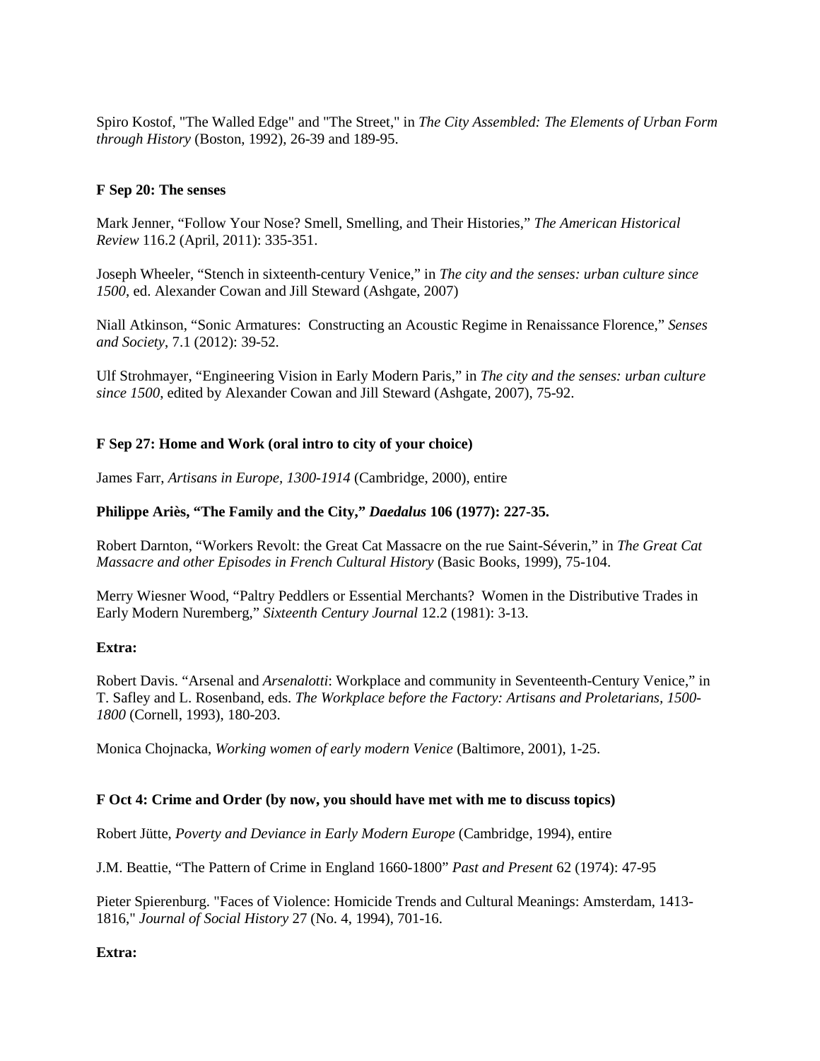Spiro Kostof, "The Walled Edge" and "The Street," in *The City Assembled: The Elements of Urban Form through History* (Boston, 1992), 26-39 and 189-95.

**F Sep 20: The senses**

Mark Jenner, "Follow Your Nose? Smell, Smelling, and Their Histories," *The American Historical Review* 116.2 (April, 2011): 335-351.

Joseph Wheeler, "Stench in sixteenth-century Venice," in *The city and the senses: urban culture since 1500*, ed. Alexander Cowan and Jill Steward (Ashgate, 2007)

Niall Atkinson, "Sonic Armatures: Constructing an Acoustic Regime in Renaissance Florence," *Senses and Society*, 7.1 (2012): 39-52.

Ulf Strohmayer, "Engineering Vision in Early Modern Paris," in *The city and the senses: urban culture since 1500*, edited by Alexander Cowan and Jill Steward (Ashgate, 2007), 75-92.

**F Sep 27: Home and Work (oral intro to city of your choice)**

James Farr, *Artisans in Europe*, *1300-1914* (Cambridge, 2000), entire

**Philippe Ariès, "The Family and the City,"** ***Daedalus*** **106 (1977): 227-35.**

Robert Darnton, "Workers Revolt: the Great Cat Massacre on the rue Saint-Séverin," in *The Great Cat Massacre and other Episodes in French Cultural History* (Basic Books, 1999), 75-104.

Merry Wiesner Wood, "Paltry Peddlers or Essential Merchants? Women in the Distributive Trades in Early Modern Nuremberg," *Sixteenth Century Journal* 12.2 (1981): 3-13.

**Extra:**

Robert Davis. "Arsenal and *Arsenalotti*: Workplace and community in Seventeenth-Century Venice," in T. Safley and L. Rosenband, eds. *The Workplace before the Factory: Artisans and Proletarians, 1500-1800* (Cornell, 1993), 180-203.

Monica Chojnacka, *Working women of early modern Venice* (Baltimore, 2001), 1-25.

**F Oct 4: Crime and Order (by now, you should have met with me to discuss topics)**

Robert Jütte, *Poverty and Deviance in Early Modern Europe* (Cambridge, 1994), entire

J.M. Beattie, "The Pattern of Crime in England 1660-1800" *Past and Present* 62 (1974): 47-95

Pieter Spierenburg. "Faces of Violence: Homicide Trends and Cultural Meanings: Amsterdam, 1413-1816," *Journal of Social History* 27 (No. 4, 1994), 701-16.

**Extra:**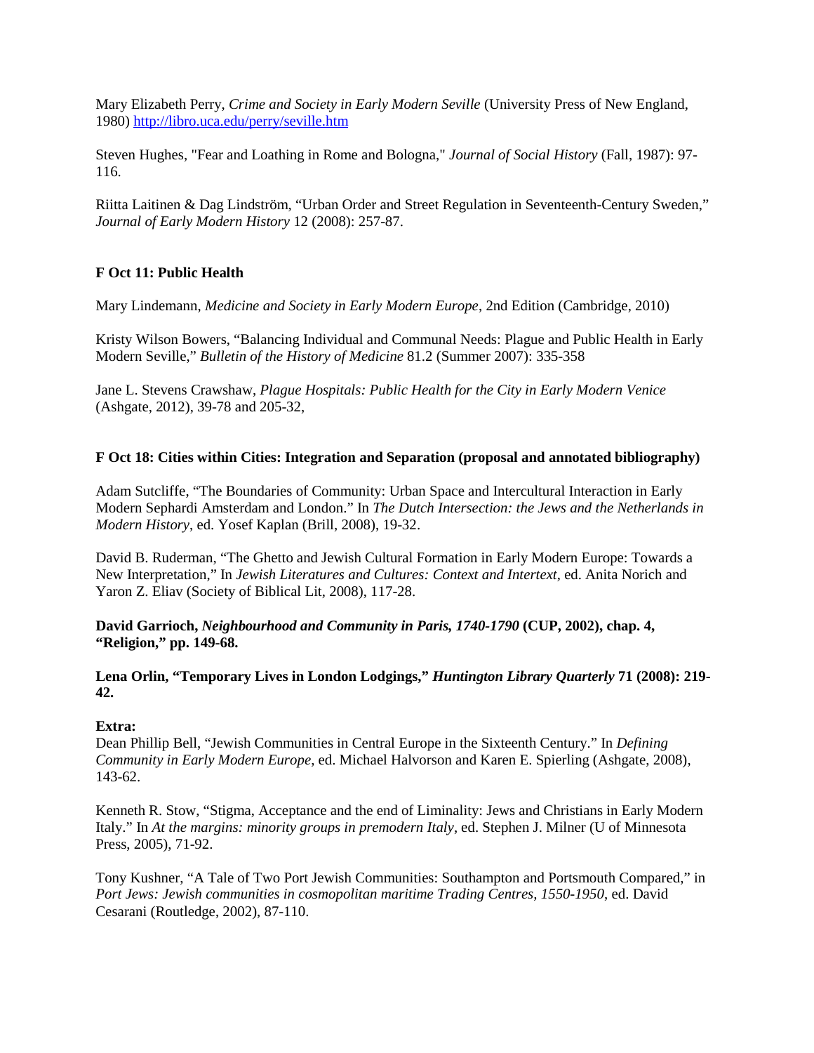Mary Elizabeth Perry, *Crime and Society in Early Modern Seville* (University Press of New England, 1980) http://libro.uca.edu/perry/seville.htm

Steven Hughes, "Fear and Loathing in Rome and Bologna," *Journal of Social History* (Fall, 1987): 97-116.

Riitta Laitinen & Dag Lindström, "Urban Order and Street Regulation in Seventeenth-Century Sweden," *Journal of Early Modern History* 12 (2008): 257-87.

**F Oct 11: Public Health**

Mary Lindemann, *Medicine and Society in Early Modern Europe*, 2nd Edition (Cambridge, 2010)

Kristy Wilson Bowers, "Balancing Individual and Communal Needs: Plague and Public Health in Early Modern Seville," *Bulletin of the History of Medicine* 81.2 (Summer 2007): 335-358

Jane L. Stevens Crawshaw, *Plague Hospitals: Public Health for the City in Early Modern Venice* (Ashgate, 2012), 39-78 and 205-32,

**F Oct 18: Cities within Cities: Integration and Separation (proposal and annotated bibliography)**

Adam Sutcliffe, "The Boundaries of Community: Urban Space and Intercultural Interaction in Early Modern Sephardi Amsterdam and London." In *The Dutch Intersection: the Jews and the Netherlands in Modern History*, ed. Yosef Kaplan (Brill, 2008), 19-32.

David B. Ruderman, "The Ghetto and Jewish Cultural Formation in Early Modern Europe: Towards a New Interpretation," In *Jewish Literatures and Cultures: Context and Intertext*, ed. Anita Norich and Yaron Z. Eliav (Society of Biblical Lit, 2008), 117-28.

**David Garrioch, *Neighbourhood and Community in Paris, 1740-1790* (CUP, 2002), chap. 4, "Religion," pp. 149-68.**

**Lena Orlin, "Temporary Lives in London Lodgings," *Huntington Library Quarterly* 71 (2008): 219-42.**

**Extra:**
Dean Phillip Bell, "Jewish Communities in Central Europe in the Sixteenth Century." In *Defining Community in Early Modern Europe*, ed. Michael Halvorson and Karen E. Spierling (Ashgate, 2008), 143-62.

Kenneth R. Stow, "Stigma, Acceptance and the end of Liminality: Jews and Christians in Early Modern Italy." In *At the margins: minority groups in premodern Italy*, ed. Stephen J. Milner (U of Minnesota Press, 2005), 71-92.

Tony Kushner, "A Tale of Two Port Jewish Communities: Southampton and Portsmouth Compared," in *Port Jews: Jewish communities in cosmopolitan maritime Trading Centres, 1550-1950*, ed. David Cesarani (Routledge, 2002), 87-110.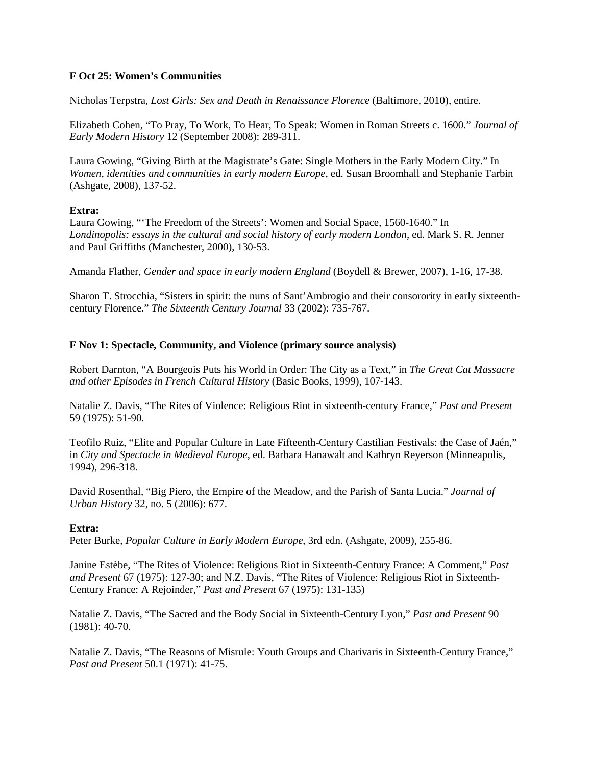**F Oct 25: Women's Communities**

Nicholas Terpstra, *Lost Girls: Sex and Death in Renaissance Florence* (Baltimore, 2010), entire.

Elizabeth Cohen, "To Pray, To Work, To Hear, To Speak: Women in Roman Streets c. 1600." *Journal of Early Modern History* 12 (September 2008): 289-311.

Laura Gowing, "Giving Birth at the Magistrate's Gate: Single Mothers in the Early Modern City." In *Women, identities and communities in early modern Europe*, ed. Susan Broomhall and Stephanie Tarbin (Ashgate, 2008), 137-52.

**Extra:**
Laura Gowing, "'The Freedom of the Streets': Women and Social Space, 1560-1640." In *Londinopolis: essays in the cultural and social history of early modern London*, ed. Mark S. R. Jenner and Paul Griffiths (Manchester, 2000), 130-53.

Amanda Flather, *Gender and space in early modern England* (Boydell & Brewer, 2007), 1-16, 17-38.

Sharon T. Strocchia, "Sisters in spirit: the nuns of Sant'Ambrogio and their consorority in early sixteenth-century Florence." *The Sixteenth Century Journal* 33 (2002): 735-767.

**F Nov 1: Spectacle, Community, and Violence (primary source analysis)**

Robert Darnton, "A Bourgeois Puts his World in Order: The City as a Text," in *The Great Cat Massacre and other Episodes in French Cultural History* (Basic Books, 1999), 107-143.

Natalie Z. Davis, "The Rites of Violence: Religious Riot in sixteenth-century France," *Past and Present* 59 (1975): 51-90.

Teofilo Ruiz, "Elite and Popular Culture in Late Fifteenth-Century Castilian Festivals: the Case of Jaén," in *City and Spectacle in Medieval Europe*, ed. Barbara Hanawalt and Kathryn Reyerson (Minneapolis, 1994), 296-318.

David Rosenthal, "Big Piero, the Empire of the Meadow, and the Parish of Santa Lucia." *Journal of Urban History* 32, no. 5 (2006): 677.

**Extra:**
Peter Burke, *Popular Culture in Early Modern Europe*, 3rd edn. (Ashgate, 2009), 255-86.

Janine Estèbe, "The Rites of Violence: Religious Riot in Sixteenth-Century France: A Comment," *Past and Present* 67 (1975): 127-30; and N.Z. Davis, "The Rites of Violence: Religious Riot in Sixteenth-Century France: A Rejoinder," *Past and Present* 67 (1975): 131-135)

Natalie Z. Davis, "The Sacred and the Body Social in Sixteenth-Century Lyon," *Past and Present* 90 (1981): 40-70.

Natalie Z. Davis, "The Reasons of Misrule: Youth Groups and Charivaris in Sixteenth-Century France," *Past and Present* 50.1 (1971): 41-75.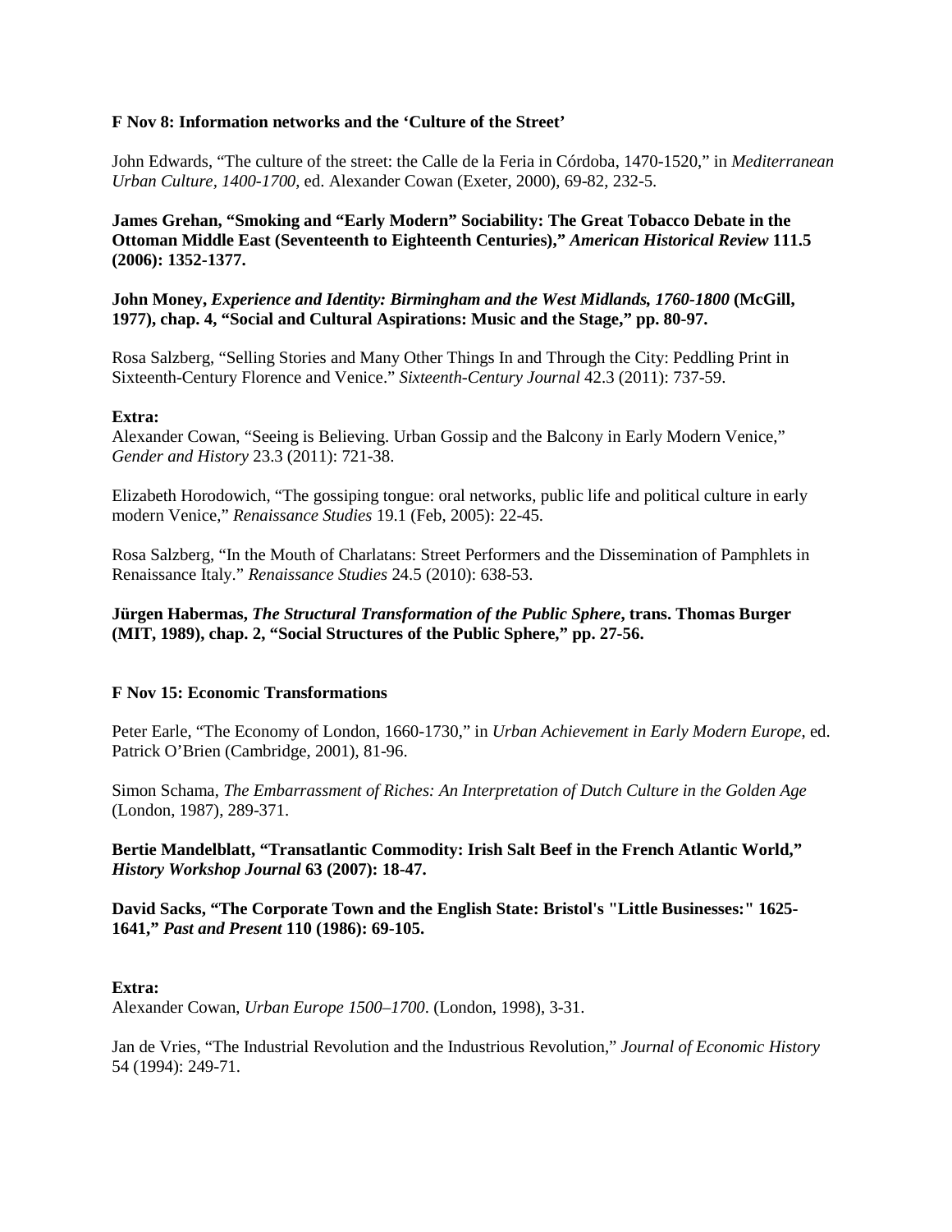**F Nov 8: Information networks and the 'Culture of the Street'**

John Edwards, "The culture of the street: the Calle de la Feria in Córdoba, 1470-1520," in *Mediterranean Urban Culture, 1400-1700*, ed. Alexander Cowan (Exeter, 2000), 69-82, 232-5.

**James Grehan, "Smoking and "Early Modern" Sociability: The Great Tobacco Debate in the Ottoman Middle East (Seventeenth to Eighteenth Centuries)," *American Historical Review* 111.5 (2006): 1352-1377.**

**John Money, *Experience and Identity: Birmingham and the West Midlands, 1760-1800* (McGill, 1977), chap. 4, "Social and Cultural Aspirations: Music and the Stage," pp. 80-97.**

Rosa Salzberg, "Selling Stories and Many Other Things In and Through the City: Peddling Print in Sixteenth-Century Florence and Venice." *Sixteenth-Century Journal* 42.3 (2011): 737-59.

**Extra:**

Alexander Cowan, "Seeing is Believing. Urban Gossip and the Balcony in Early Modern Venice," *Gender and History* 23.3 (2011): 721-38.

Elizabeth Horodowich, "The gossiping tongue: oral networks, public life and political culture in early modern Venice," *Renaissance Studies* 19.1 (Feb, 2005): 22-45.

Rosa Salzberg, "In the Mouth of Charlatans: Street Performers and the Dissemination of Pamphlets in Renaissance Italy." *Renaissance Studies* 24.5 (2010): 638-53.

**Jürgen Habermas, *The Structural Transformation of the Public Sphere*, trans. Thomas Burger (MIT, 1989), chap. 2, "Social Structures of the Public Sphere," pp. 27-56.**

**F Nov 15: Economic Transformations**

Peter Earle, "The Economy of London, 1660-1730," in *Urban Achievement in Early Modern Europe*, ed. Patrick O'Brien (Cambridge, 2001), 81-96.

Simon Schama, *The Embarrassment of Riches: An Interpretation of Dutch Culture in the Golden Age* (London, 1987), 289-371.

**Bertie Mandelblatt, "Transatlantic Commodity: Irish Salt Beef in the French Atlantic World," *History Workshop Journal* 63 (2007): 18-47.**

**David Sacks, "The Corporate Town and the English State: Bristol's "Little Businesses:" 1625-1641," *Past and Present* 110 (1986): 69-105.**

**Extra:**

Alexander Cowan, *Urban Europe 1500–1700*. (London, 1998), 3-31.

Jan de Vries, "The Industrial Revolution and the Industrious Revolution," *Journal of Economic History* 54 (1994): 249-71.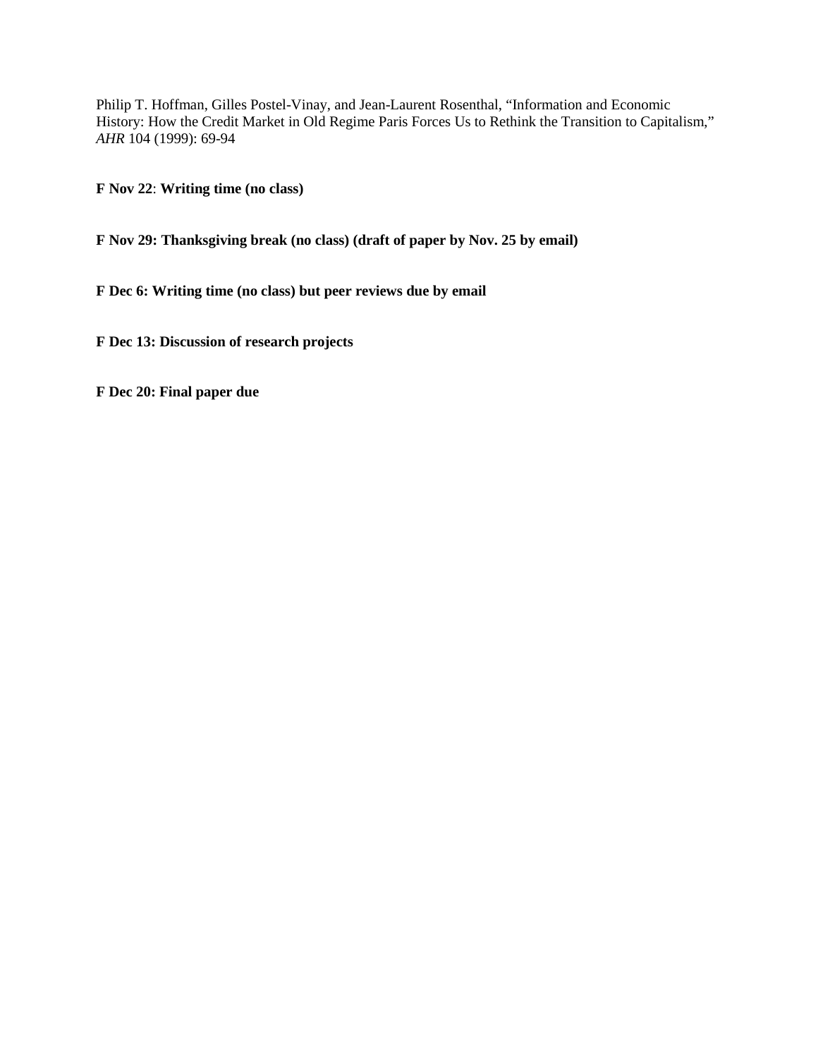Philip T. Hoffman, Gilles Postel-Vinay, and Jean-Laurent Rosenthal, "Information and Economic History: How the Credit Market in Old Regime Paris Forces Us to Rethink the Transition to Capitalism," *AHR* 104 (1999): 69-94

**F Nov 22**: **Writing time (no class)**

**F Nov 29: Thanksgiving break (no class) (draft of paper by Nov. 25 by email)**

**F Dec 6: Writing time (no class) but peer reviews due by email**

**F Dec 13: Discussion of research projects**

**F Dec 20: Final paper due**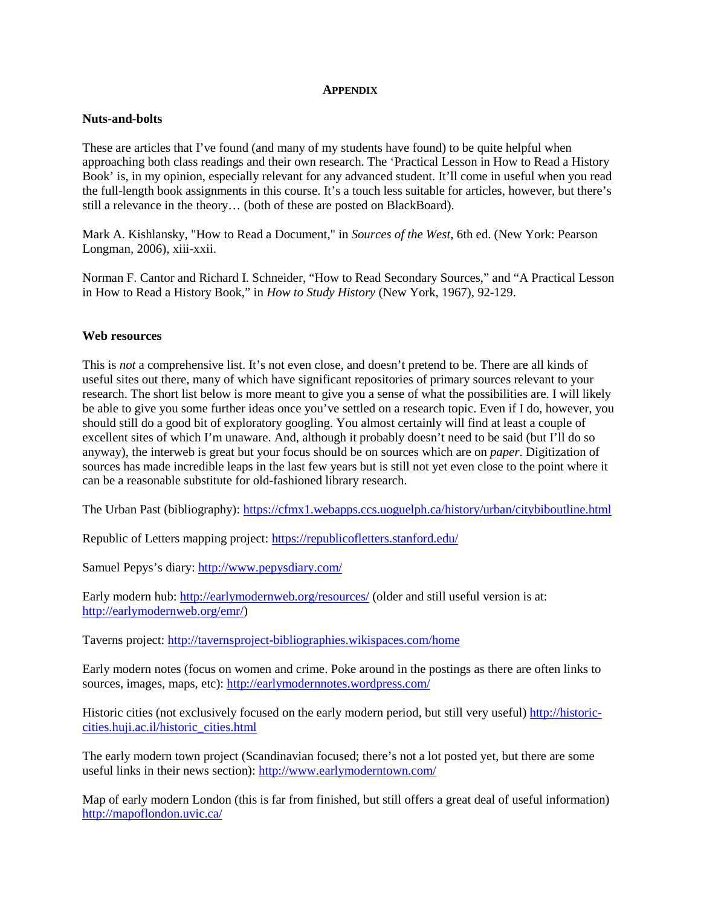# APPENDIX

## Nuts-and-bolts

These are articles that I've found (and many of my students have found) to be quite helpful when approaching both class readings and their own research. The 'Practical Lesson in How to Read a History Book' is, in my opinion, especially relevant for any advanced student. It'll come in useful when you read the full-length book assignments in this course. It's a touch less suitable for articles, however, but there's still a relevance in the theory… (both of these are posted on BlackBoard).

Mark A. Kishlansky, "How to Read a Document," in *Sources of the West*, 6th ed. (New York: Pearson Longman, 2006), xiii-xxii.

Norman F. Cantor and Richard I. Schneider, "How to Read Secondary Sources," and "A Practical Lesson in How to Read a History Book," in *How to Study History* (New York, 1967), 92-129.

## Web resources

This is *not* a comprehensive list. It's not even close, and doesn't pretend to be. There are all kinds of useful sites out there, many of which have significant repositories of primary sources relevant to your research. The short list below is more meant to give you a sense of what the possibilities are. I will likely be able to give you some further ideas once you've settled on a research topic. Even if I do, however, you should still do a good bit of exploratory googling. You almost certainly will find at least a couple of excellent sites of which I'm unaware. And, although it probably doesn't need to be said (but I'll do so anyway), the interweb is great but your focus should be on sources which are on *paper*. Digitization of sources has made incredible leaps in the last few years but is still not yet even close to the point where it can be a reasonable substitute for old-fashioned library research.

The Urban Past (bibliography): https://cfmx1.webapps.ccs.uoguelph.ca/history/urban/citybiboutline.html

Republic of Letters mapping project: https://republicofletters.stanford.edu/

Samuel Pepys's diary: http://www.pepysdiary.com/

Early modern hub: http://earlymodernweb.org/resources/ (older and still useful version is at: http://earlymodernweb.org/emr/)

Taverns project: http://tavernsproject-bibliographies.wikispaces.com/home

Early modern notes (focus on women and crime. Poke around in the postings as there are often links to sources, images, maps, etc): http://earlymodernnotes.wordpress.com/

Historic cities (not exclusively focused on the early modern period, but still very useful) http://historic-cities.huji.ac.il/historic_cities.html

The early modern town project (Scandinavian focused; there's not a lot posted yet, but there are some useful links in their news section): http://www.earlymoderntown.com/

Map of early modern London (this is far from finished, but still offers a great deal of useful information) http://mapoflondon.uvic.ca/